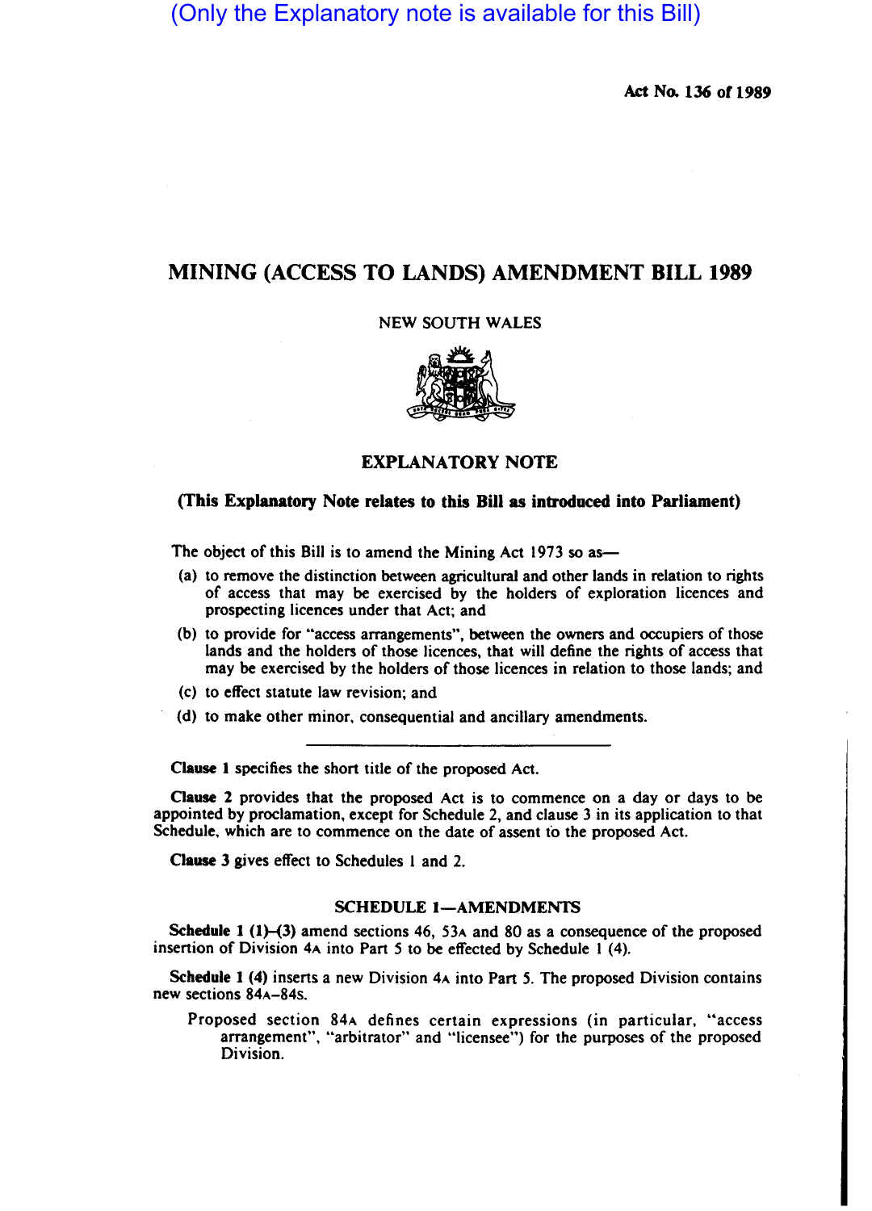(Only the Explanatory note is available for this Bill)

**Act No. 136 of 1989**

# MINING (ACCESS TO LANDS) AMENDMENT BILL 1989

NEW SOUTH WALES

## EXPLANATORY NOTE

**(This Explanatory Note relates to this Bill as introduced into Parliament)**

The object of this Bill is to amend the Mining Act 1973 so as—

(a) to remove the distinction between agricultural and other lands in relation to rights of access that may be exercised by the holders of exploration licences and prospecting licences under that Act; and

(b) to provide for "access arrangements", between the owners and occupiers of those lands and the holders of those licences, that will define the rights of access that may be exercised by the holders of those licences in relation to those lands; and

(c) to effect statute law revision; and

(d) to make other minor, consequential and ancillary amendments.

---

**Clause 1** specifies the short title of the proposed Act.

**Clause 2** provides that the proposed Act is to commence on a day or days to be appointed by proclamation, except for Schedule 2, and clause 3 in its application to that Schedule, which are to commence on the date of assent to the proposed Act.

**Clause 3** gives effect to Schedules 1 and 2.

### SCHEDULE 1—AMENDMENTS

**Schedule 1 (1)–(3)** amend sections 46, 53A and 80 as a consequence of the proposed insertion of Division 4A into Part 5 to be effected by Schedule 1 (4).

**Schedule 1 (4)** inserts a new Division 4A into Part 5. The proposed Division contains new sections 84A–84S.

Proposed section 84A defines certain expressions (in particular, "access arrangement", "arbitrator" and "licensee") for the purposes of the proposed Division.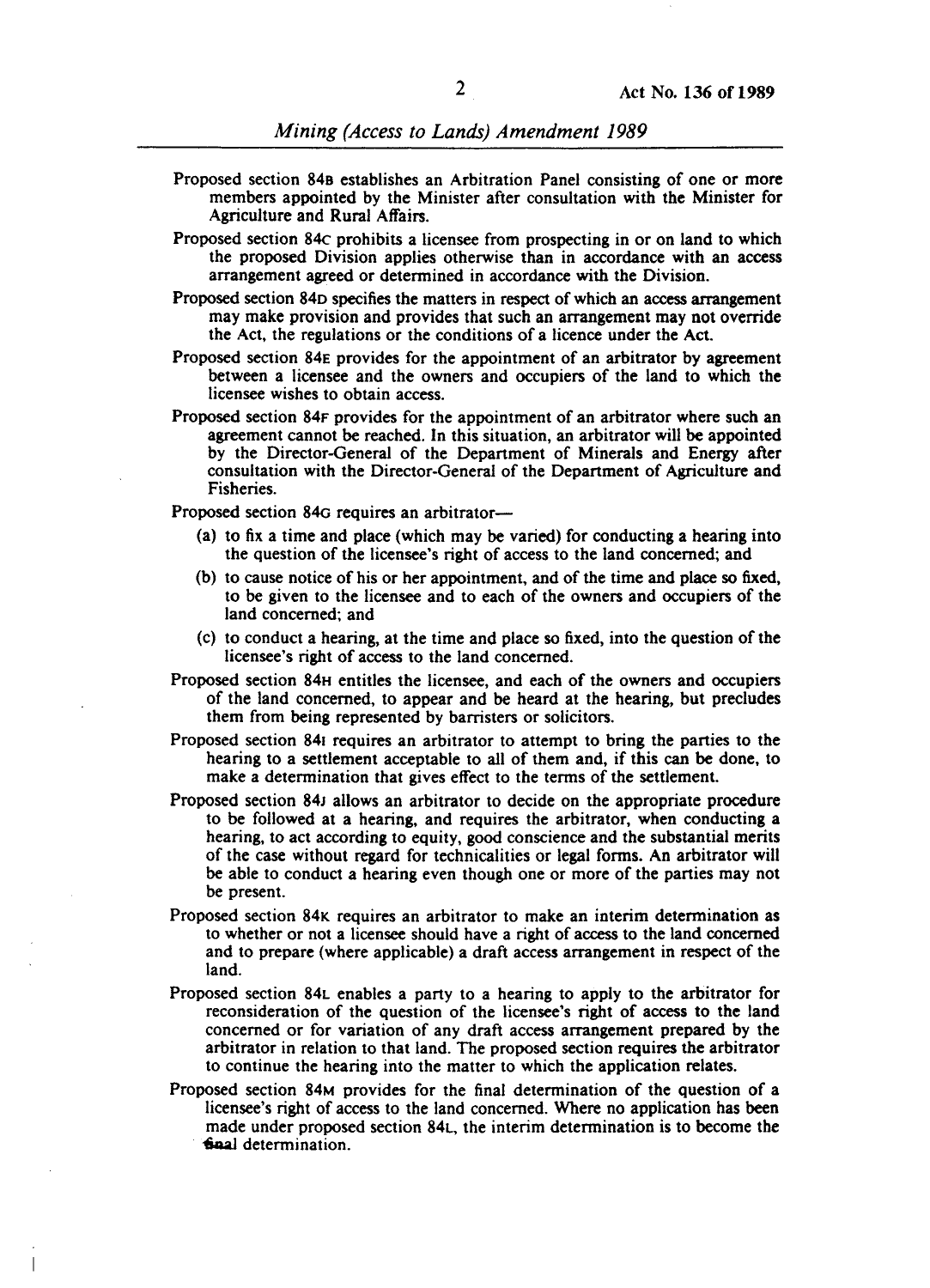Proposed section 84B establishes an Arbitration Panel consisting of one or more members appointed by the Minister after consultation with the Minister for Agriculture and Rural Affairs.

Proposed section 84C prohibits a licensee from prospecting in or on land to which the proposed Division applies otherwise than in accordance with an access arrangement agreed or determined in accordance with the Division.

Proposed section 84D specifies the matters in respect of which an access arrangement may make provision and provides that such an arrangement may not override the Act, the regulations or the conditions of a licence under the Act.

Proposed section 84E provides for the appointment of an arbitrator by agreement between a licensee and the owners and occupiers of the land to which the licensee wishes to obtain access.

Proposed section 84F provides for the appointment of an arbitrator where such an agreement cannot be reached. In this situation, an arbitrator will be appointed by the Director-General of the Department of Minerals and Energy after consultation with the Director-General of the Department of Agriculture and Fisheries.

Proposed section 84G requires an arbitrator—

(a) to fix a time and place (which may be varied) for conducting a hearing into the question of the licensee's right of access to the land concerned; and

(b) to cause notice of his or her appointment, and of the time and place so fixed, to be given to the licensee and to each of the owners and occupiers of the land concerned; and

(c) to conduct a hearing, at the time and place so fixed, into the question of the licensee's right of access to the land concerned.

Proposed section 84H entitles the licensee, and each of the owners and occupiers of the land concerned, to appear and be heard at the hearing, but precludes them from being represented by barristers or solicitors.

Proposed section 84I requires an arbitrator to attempt to bring the parties to the hearing to a settlement acceptable to all of them and, if this can be done, to make a determination that gives effect to the terms of the settlement.

Proposed section 84J allows an arbitrator to decide on the appropriate procedure to be followed at a hearing, and requires the arbitrator, when conducting a hearing, to act according to equity, good conscience and the substantial merits of the case without regard for technicalities or legal forms. An arbitrator will be able to conduct a hearing even though one or more of the parties may not be present.

Proposed section 84K requires an arbitrator to make an interim determination as to whether or not a licensee should have a right of access to the land concerned and to prepare (where applicable) a draft access arrangement in respect of the land.

Proposed section 84L enables a party to a hearing to apply to the arbitrator for reconsideration of the question of the licensee's right of access to the land concerned or for variation of any draft access arrangement prepared by the arbitrator in relation to that land. The proposed section requires the arbitrator to continue the hearing into the matter to which the application relates.

Proposed section 84M provides for the final determination of the question of a licensee's right of access to the land concerned. Where no application has been made under proposed section 84L, the interim determination is to become the final determination.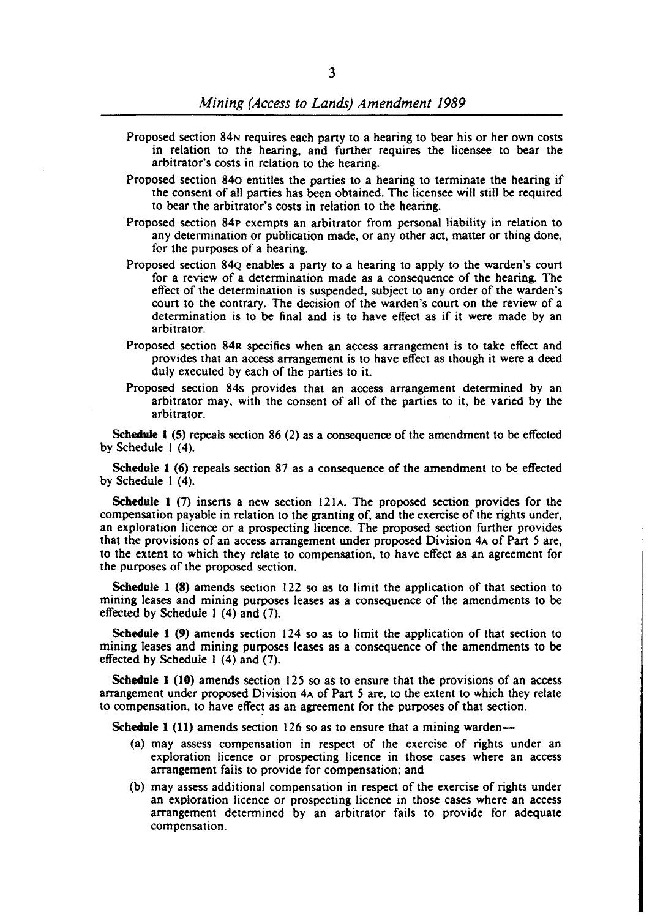Proposed section 84N requires each party to a hearing to bear his or her own costs in relation to the hearing, and further requires the licensee to bear the arbitrator's costs in relation to the hearing.

Proposed section 84O entitles the parties to a hearing to terminate the hearing if the consent of all parties has been obtained. The licensee will still be required to bear the arbitrator's costs in relation to the hearing.

Proposed section 84P exempts an arbitrator from personal liability in relation to any determination or publication made, or any other act, matter or thing done, for the purposes of a hearing.

Proposed section 84Q enables a party to a hearing to apply to the warden's court for a review of a determination made as a consequence of the hearing. The effect of the determination is suspended, subject to any order of the warden's court to the contrary. The decision of the warden's court on the review of a determination is to be final and is to have effect as if it were made by an arbitrator.

Proposed section 84R specifies when an access arrangement is to take effect and provides that an access arrangement is to have effect as though it were a deed duly executed by each of the parties to it.

Proposed section 84S provides that an access arrangement determined by an arbitrator may, with the consent of all of the parties to it, be varied by the arbitrator.

**Schedule 1 (5)** repeals section 86 (2) as a consequence of the amendment to be effected by Schedule 1 (4).

**Schedule 1 (6)** repeals section 87 as a consequence of the amendment to be effected by Schedule 1 (4).

**Schedule 1 (7)** inserts a new section 121A. The proposed section provides for the compensation payable in relation to the granting of, and the exercise of the rights under, an exploration licence or a prospecting licence. The proposed section further provides that the provisions of an access arrangement under proposed Division 4A of Part 5 are, to the extent to which they relate to compensation, to have effect as an agreement for the purposes of the proposed section.

**Schedule 1 (8)** amends section 122 so as to limit the application of that section to mining leases and mining purposes leases as a consequence of the amendments to be effected by Schedule 1 (4) and (7).

**Schedule 1 (9)** amends section 124 so as to limit the application of that section to mining leases and mining purposes leases as a consequence of the amendments to be effected by Schedule 1 (4) and (7).

**Schedule 1 (10)** amends section 125 so as to ensure that the provisions of an access arrangement under proposed Division 4A of Part 5 are, to the extent to which they relate to compensation, to have effect as an agreement for the purposes of that section.

**Schedule 1 (11)** amends section 126 so as to ensure that a mining warden—

(a) may assess compensation in respect of the exercise of rights under an exploration licence or prospecting licence in those cases where an access arrangement fails to provide for compensation; and

(b) may assess additional compensation in respect of the exercise of rights under an exploration licence or prospecting licence in those cases where an access arrangement determined by an arbitrator fails to provide for adequate compensation.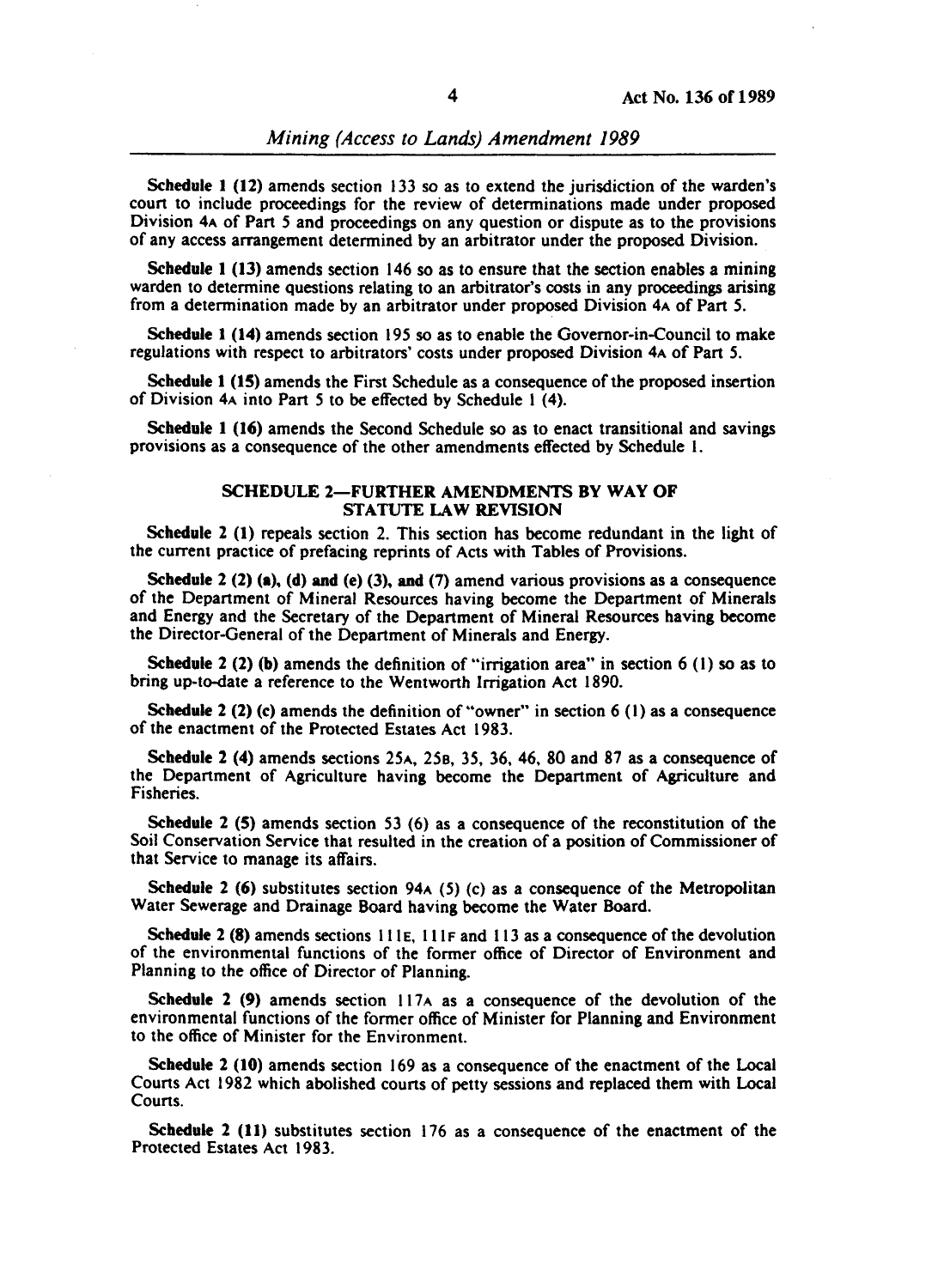**Schedule 1 (12)** amends section 133 so as to extend the jurisdiction of the warden's court to include proceedings for the review of determinations made under proposed Division 4A of Part 5 and proceedings on any question or dispute as to the provisions of any access arrangement determined by an arbitrator under the proposed Division.

**Schedule 1 (13)** amends section 146 so as to ensure that the section enables a mining warden to determine questions relating to an arbitrator's costs in any proceedings arising from a determination made by an arbitrator under proposed Division 4A of Part 5.

**Schedule 1 (14)** amends section 195 so as to enable the Governor-in-Council to make regulations with respect to arbitrators' costs under proposed Division 4A of Part 5.

**Schedule 1 (15)** amends the First Schedule as a consequence of the proposed insertion of Division 4A into Part 5 to be effected by Schedule 1 (4).

**Schedule 1 (16)** amends the Second Schedule so as to enact transitional and savings provisions as a consequence of the other amendments effected by Schedule 1.

## SCHEDULE 2—FURTHER AMENDMENTS BY WAY OF STATUTE LAW REVISION

**Schedule 2 (1)** repeals section 2. This section has become redundant in the light of the current practice of prefacing reprints of Acts with Tables of Provisions.

**Schedule 2 (2) (a), (d) and (e) (3), and (7)** amend various provisions as a consequence of the Department of Mineral Resources having become the Department of Minerals and Energy and the Secretary of the Department of Mineral Resources having become the Director-General of the Department of Minerals and Energy.

**Schedule 2 (2) (b)** amends the definition of "irrigation area" in section 6 (1) so as to bring up-to-date a reference to the Wentworth Irrigation Act 1890.

**Schedule 2 (2) (c)** amends the definition of "owner" in section 6 (1) as a consequence of the enactment of the Protected Estates Act 1983.

**Schedule 2 (4)** amends sections 25A, 25B, 35, 36, 46, 80 and 87 as a consequence of the Department of Agriculture having become the Department of Agriculture and Fisheries.

**Schedule 2 (5)** amends section 53 (6) as a consequence of the reconstitution of the Soil Conservation Service that resulted in the creation of a position of Commissioner of that Service to manage its affairs.

**Schedule 2 (6)** substitutes section 94A (5) (c) as a consequence of the Metropolitan Water Sewerage and Drainage Board having become the Water Board.

**Schedule 2 (8)** amends sections 111E, 111F and 113 as a consequence of the devolution of the environmental functions of the former office of Director of Environment and Planning to the office of Director of Planning.

**Schedule 2 (9)** amends section 117A as a consequence of the devolution of the environmental functions of the former office of Minister for Planning and Environment to the office of Minister for the Environment.

**Schedule 2 (10)** amends section 169 as a consequence of the enactment of the Local Courts Act 1982 which abolished courts of petty sessions and replaced them with Local Courts.

**Schedule 2 (11)** substitutes section 176 as a consequence of the enactment of the Protected Estates Act 1983.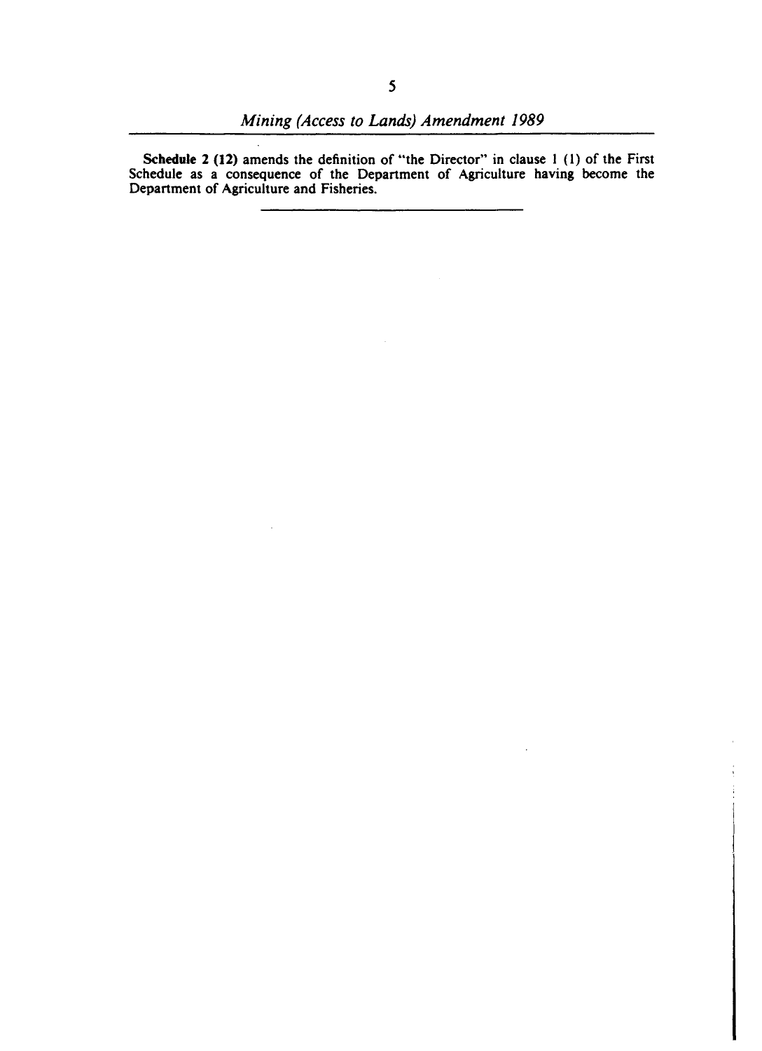**Schedule 2 (12)** amends the definition of "the Director" in clause 1 (1) of the First Schedule as a consequence of the Department of Agriculture having become the Department of Agriculture and Fisheries.